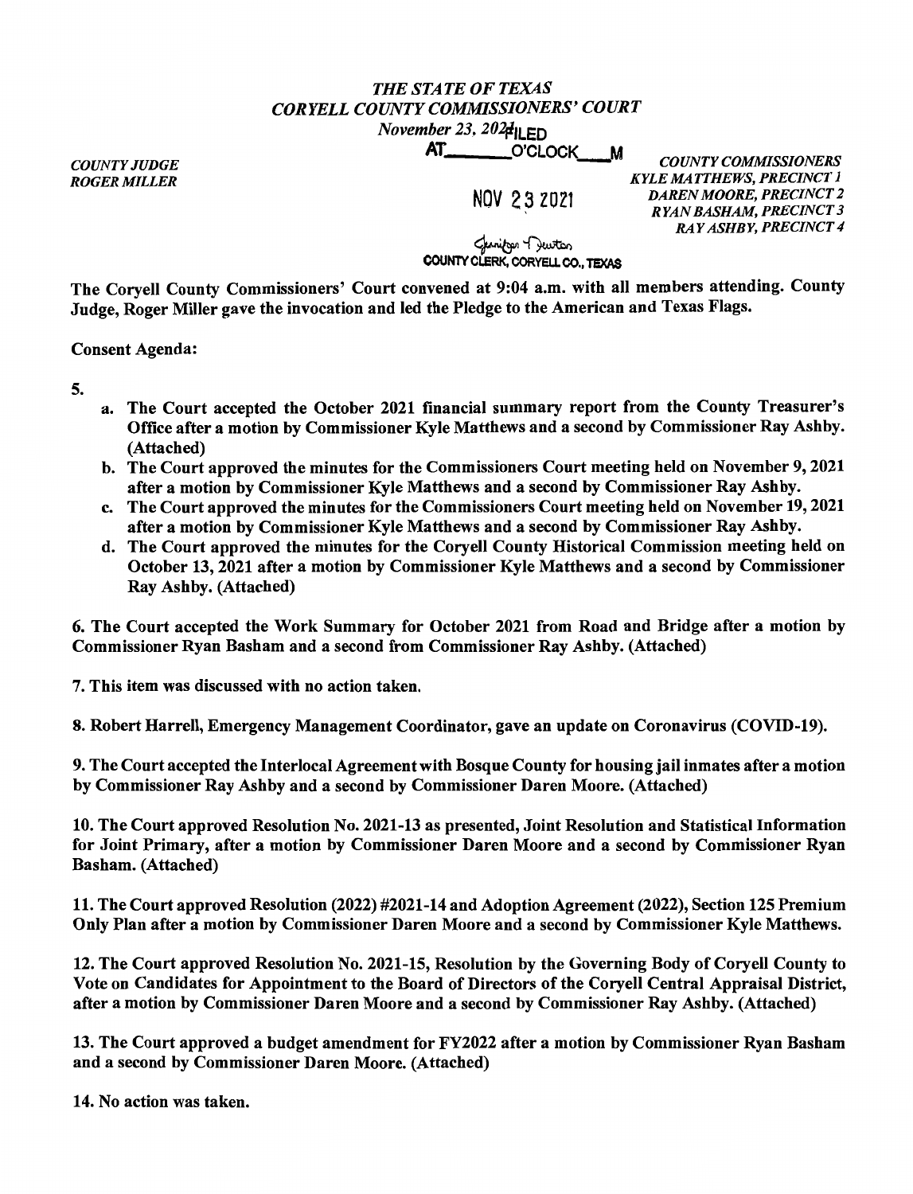*THE STATE OF TEXAS*
*CORYELL COUNTY COMMISSIONERS' COURT*
*November 23, 2021*

FILED
AT\_\_\_\_\_\_\_O'CLOCK\_\_\_M

NOV 23 2021

Jennifer Newton
COUNTY CLERK, CORYELL CO., TEXAS

*COUNTY JUDGE*
*ROGER MILLER*

*COUNTY COMMISSIONERS*
*KYLE MATTHEWS, PRECINCT 1*
*DAREN MOORE, PRECINCT 2*
*RYAN BASHAM, PRECINCT 3*
*RAY ASHBY, PRECINCT 4*

**The Coryell County Commissioners' Court convened at 9:04 a.m. with all members attending. County Judge, Roger Miller gave the invocation and led the Pledge to the American and Texas Flags.**

**Consent Agenda:**

**5.**

- **a. The Court accepted the October 2021 financial summary report from the County Treasurer's Office after a motion by Commissioner Kyle Matthews and a second by Commissioner Ray Ashby. (Attached)**
- **b. The Court approved the minutes for the Commissioners Court meeting held on November 9, 2021 after a motion by Commissioner Kyle Matthews and a second by Commissioner Ray Ashby.**
- **c. The Court approved the minutes for the Commissioners Court meeting held on November 19, 2021 after a motion by Commissioner Kyle Matthews and a second by Commissioner Ray Ashby.**
- **d. The Court approved the minutes for the Coryell County Historical Commission meeting held on October 13, 2021 after a motion by Commissioner Kyle Matthews and a second by Commissioner Ray Ashby. (Attached)**

**6. The Court accepted the Work Summary for October 2021 from Road and Bridge after a motion by Commissioner Ryan Basham and a second from Commissioner Ray Ashby. (Attached)**

**7. This item was discussed with no action taken.**

**8. Robert Harrell, Emergency Management Coordinator, gave an update on Coronavirus (COVID-19).**

**9. The Court accepted the Interlocal Agreement with Bosque County for housing jail inmates after a motion by Commissioner Ray Ashby and a second by Commissioner Daren Moore. (Attached)**

**10. The Court approved Resolution No. 2021-13 as presented, Joint Resolution and Statistical Information for Joint Primary, after a motion by Commissioner Daren Moore and a second by Commissioner Ryan Basham. (Attached)**

**11. The Court approved Resolution (2022) #2021-14 and Adoption Agreement (2022), Section 125 Premium Only Plan after a motion by Commissioner Daren Moore and a second by Commissioner Kyle Matthews.**

**12. The Court approved Resolution No. 2021-15, Resolution by the Governing Body of Coryell County to Vote on Candidates for Appointment to the Board of Directors of the Coryell Central Appraisal District, after a motion by Commissioner Daren Moore and a second by Commissioner Ray Ashby. (Attached)**

**13. The Court approved a budget amendment for FY2022 after a motion by Commissioner Ryan Basham and a second by Commissioner Daren Moore. (Attached)**

**14. No action was taken.**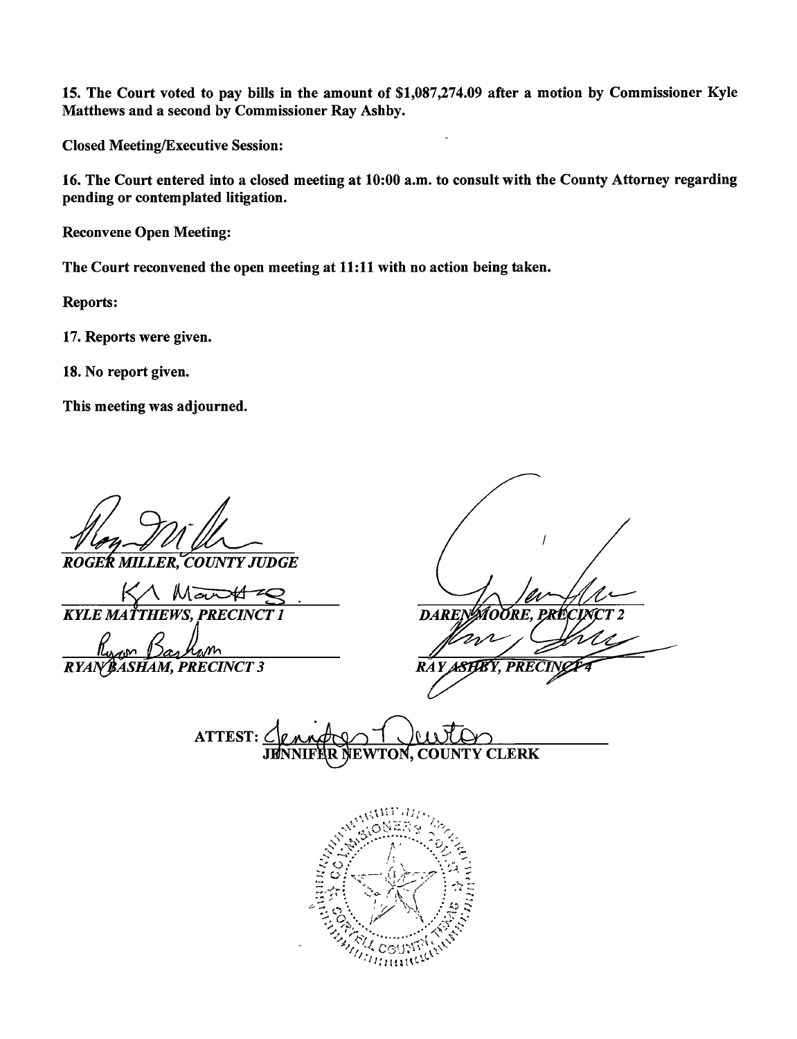**15. The Court voted to pay bills in the amount of $1,087,274.09 after a motion by Commissioner Kyle Matthews and a second by Commissioner Ray Ashby.**

**Closed Meeting/Executive Session:**

**16. The Court entered into a closed meeting at 10:00 a.m. to consult with the County Attorney regarding pending or contemplated litigation.**

**Reconvene Open Meeting:**

**The Court reconvened the open meeting at 11:11 with no action being taken.**

**Reports:**

**17. Reports were given.**

**18. No report given.**

**This meeting was adjourned.**

***ROGER MILLER, COUNTY JUDGE***

***KYLE MATTHEWS, PRECINCT 1***

***DAREN MOORE, PRECINCT 2***

***RYAN BASHAM, PRECINCT 3***

***RAY ASHBY, PRECINCT 4***

**ATTEST:**
**JENNIFER NEWTON, COUNTY CLERK**

COMMISSIONERS COURT CORYELL COUNTY, TEXAS